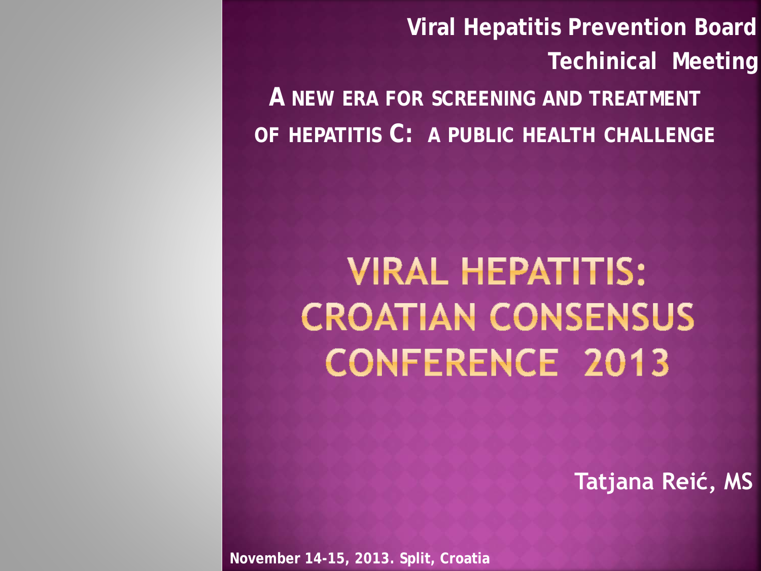**Viral Hepatitis Prevention Board**

**Techinical Meeting**

**A NEW ERA FOR SCREENING AND TREATMENT OF HEPATITIS C: A PUBLIC HEALTH CHALLENGE**

# VIRAL HEPATITIS: CROATIAN CONSENSUS CONFERENCE 2013

**Tatjana Reić, MS**

**November 14-15, 2013. Split, Croatia**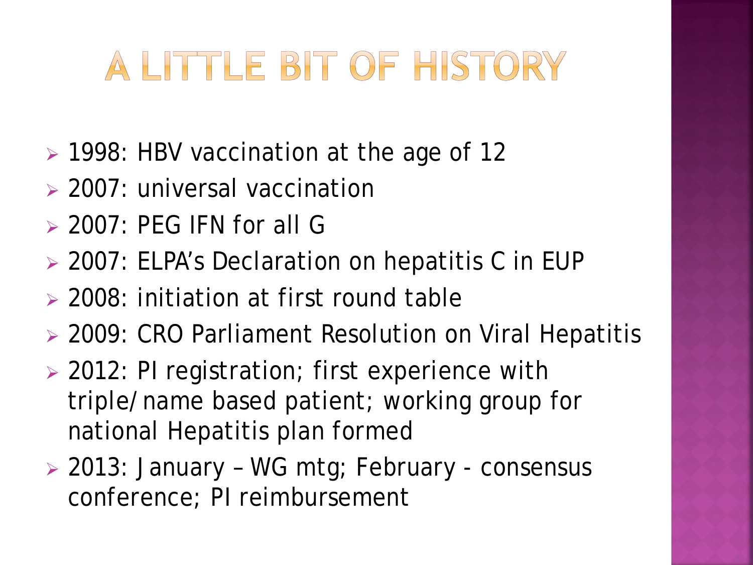# A LITTLE BIT OF HISTORY

- 1998: HBV vaccination at the age of 12
- 2007: universal vaccination
- 2007: PEG IFN for all G
- 2007: ELPA's Declaration on hepatitis C in EUP
- 2008: initiation at first round table
- 2009: CRO Parliament Resolution on Viral Hepatitis
- 2012: PI registration; first experience with triple/name based patient; working group for national Hepatitis plan formed
- 2013: January – WG mtg; February - consensus conference; PI reimbursement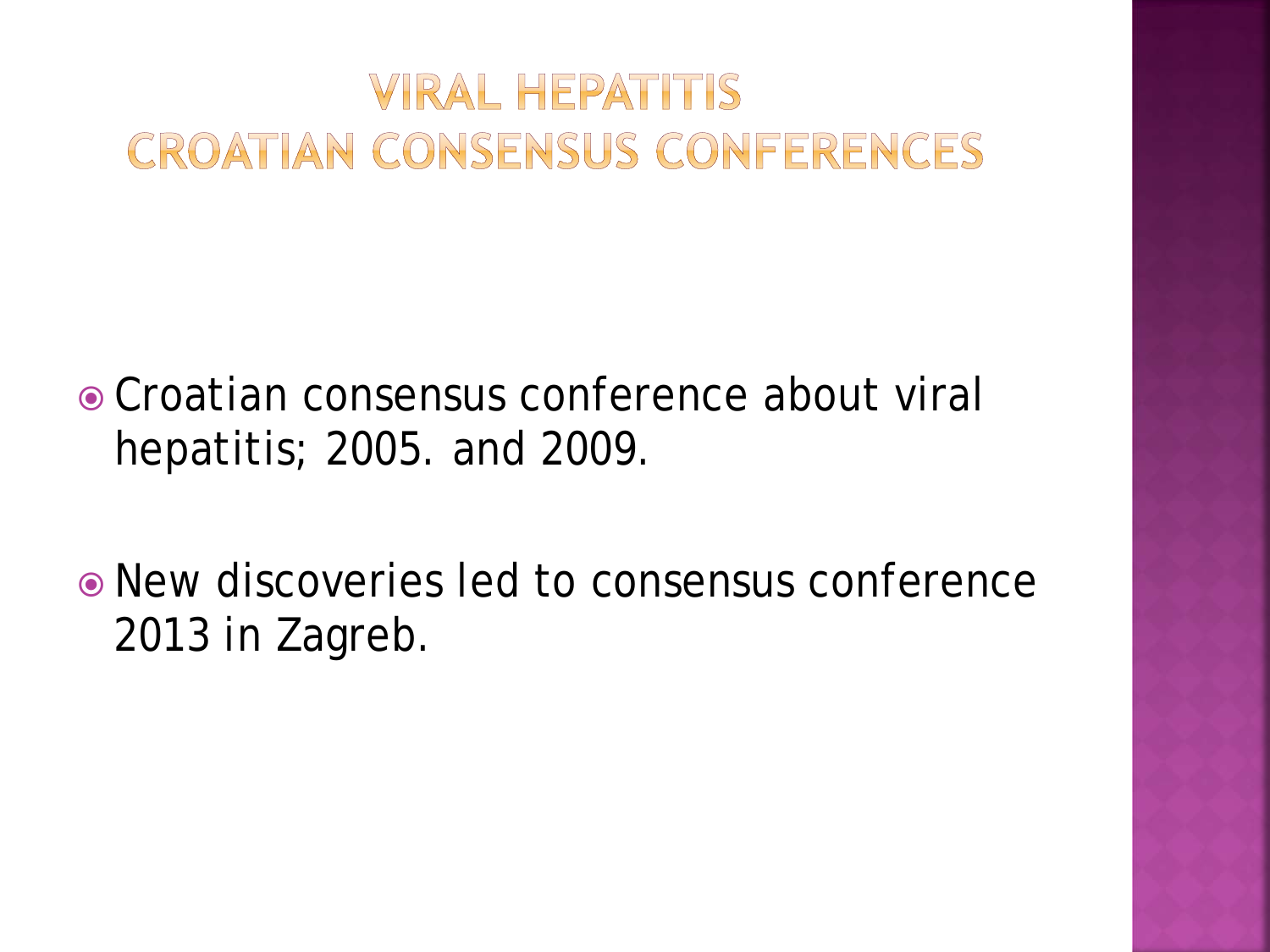# VIRAL HEPATITIS CROATIAN CONSENSUS CONFERENCES

- Croatian consensus conference about viral hepatitis; 2005. and 2009.
- New discoveries led to consensus conference 2013 in Zagreb.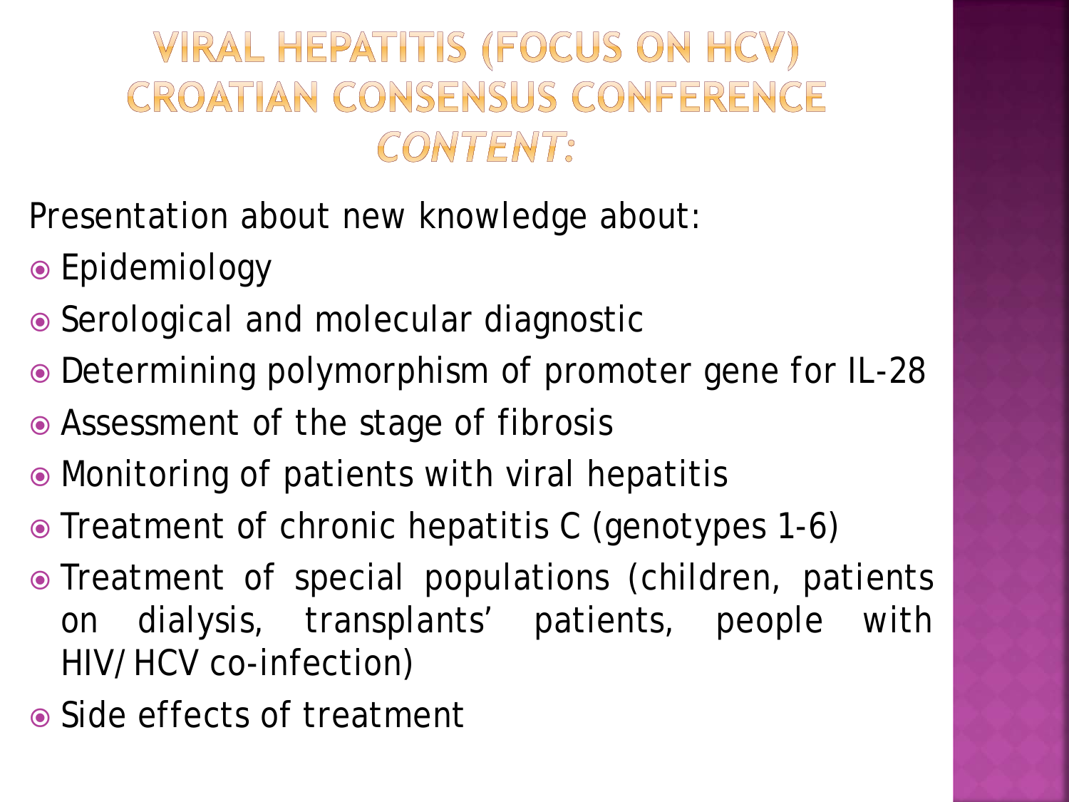# VIRAL HEPATITIS (FOCUS ON HCV) CROATIAN CONSENSUS CONFERENCE *CONTENT:*

Presentation about new knowledge about:

- Epidemiology
- Serological and molecular diagnostic
- Determining polymorphism of promoter gene for IL-28
- Assessment of the stage of fibrosis
- Monitoring of patients with viral hepatitis
- Treatment of chronic hepatitis C (genotypes 1-6)
- Treatment of special populations (children, patients on dialysis, transplants' patients, people with HIV/HCV co-infection)
- Side effects of treatment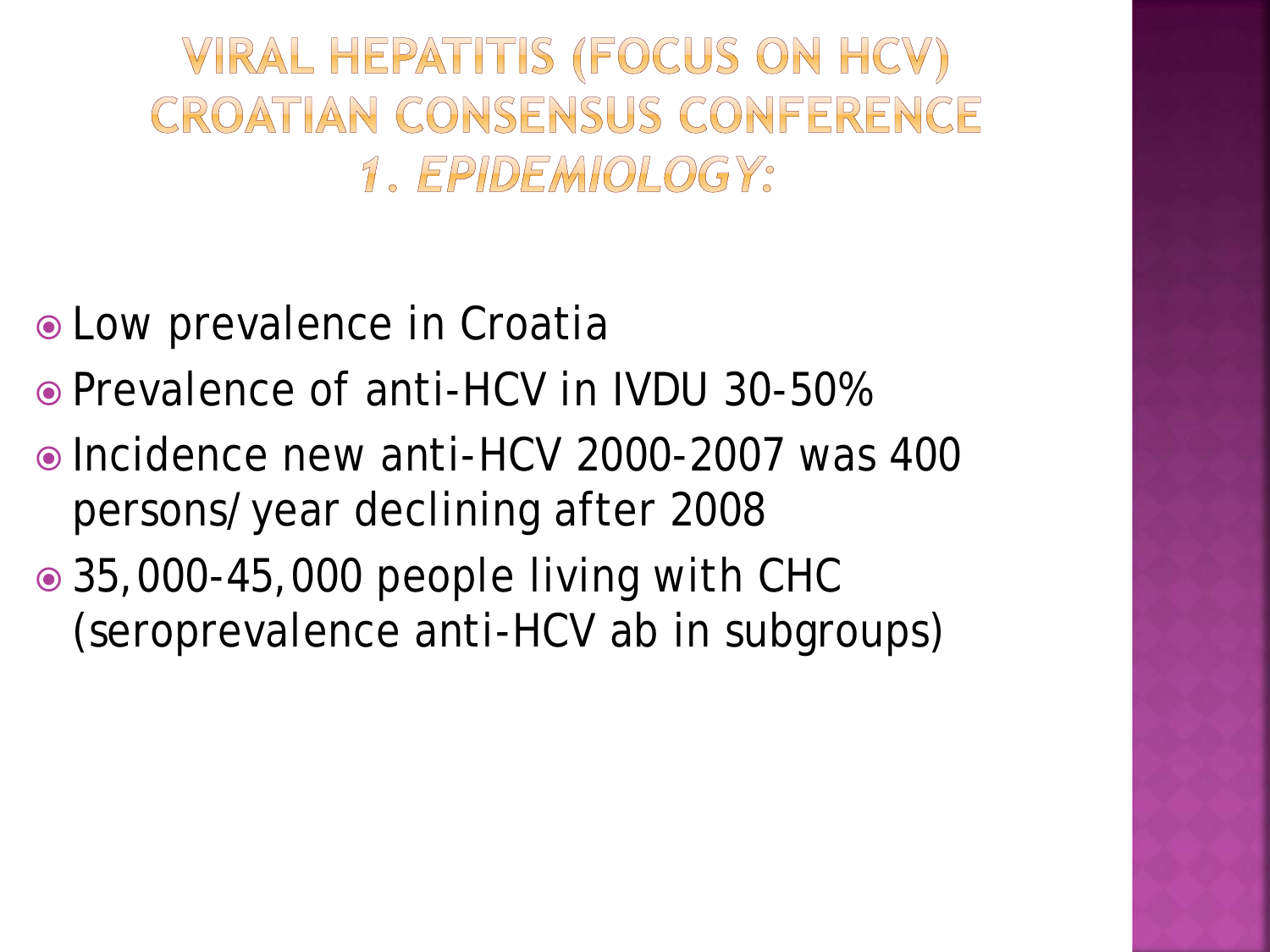# VIRAL HEPATITIS (FOCUS ON HCV) CROATIAN CONSENSUS CONFERENCE

## *1. EPIDEMIOLOGY:*

- Low prevalence in Croatia
- Prevalence of anti-HCV in IVDU 30-50%
- Incidence new anti-HCV 2000-2007 was 400 persons/year declining after 2008
- 35,000-45,000 people living with CHC (seroprevalence anti-HCV ab in subgroups)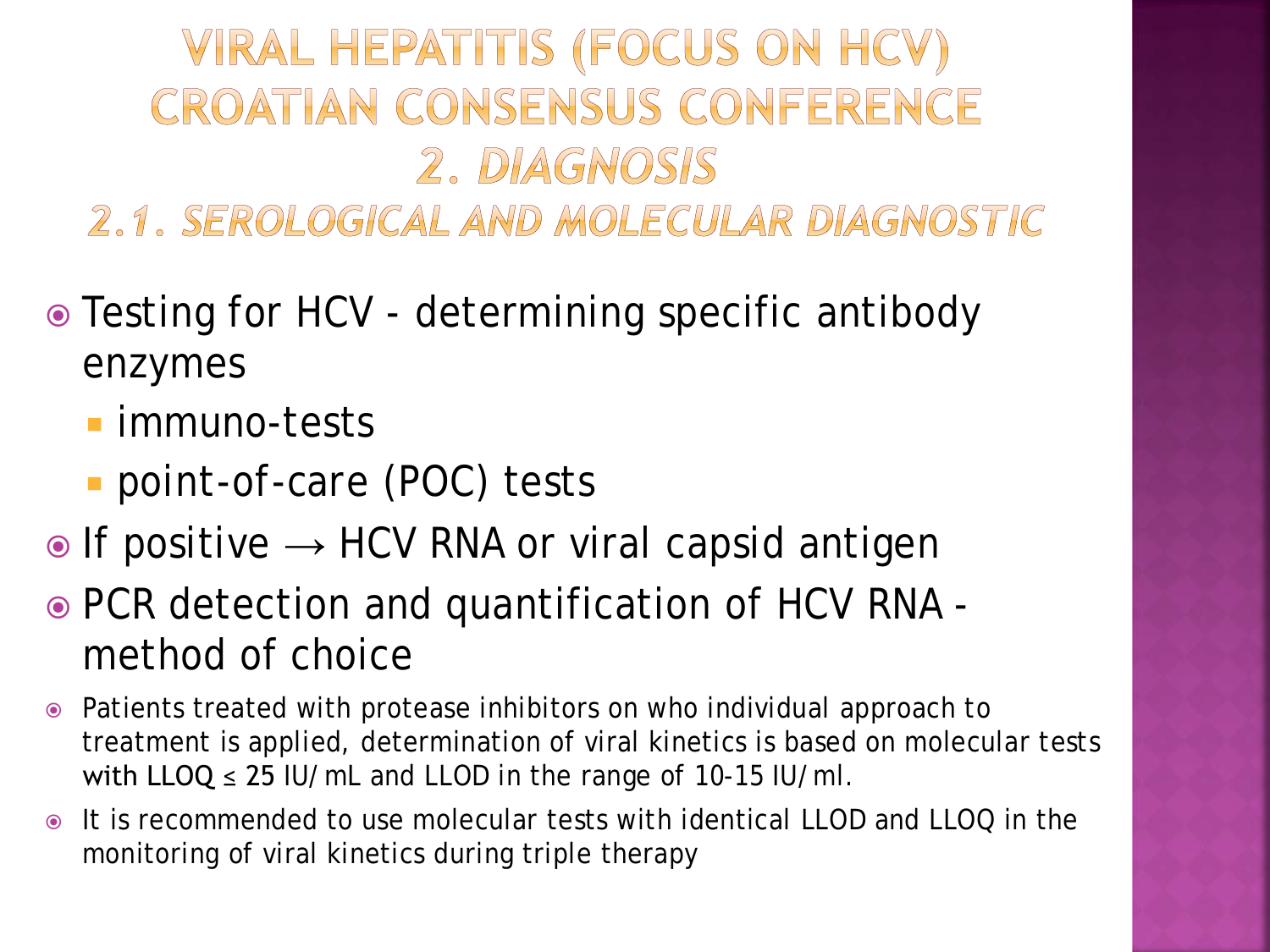# VIRAL HEPATITIS (FOCUS ON HCV) CROATIAN CONSENSUS CONFERENCE

## *2. DIAGNOSIS*

### *2.1. SEROLOGICAL AND MOLECULAR DIAGNOSTIC*

- Testing for HCV - determining specific antibody enzymes
  - immuno-tests
  - point-of-care (POC) tests
- If positive → HCV RNA or viral capsid antigen
- PCR detection and quantification of HCV RNA - method of choice
- Patients treated with protease inhibitors on who individual approach to treatment is applied, determination of viral kinetics is based on molecular tests with LLOQ ≤ 25 IU/mL and LLOD in the range of 10-15 IU/ml.
- It is recommended to use molecular tests with identical LLOD and LLOQ in the monitoring of viral kinetics during triple therapy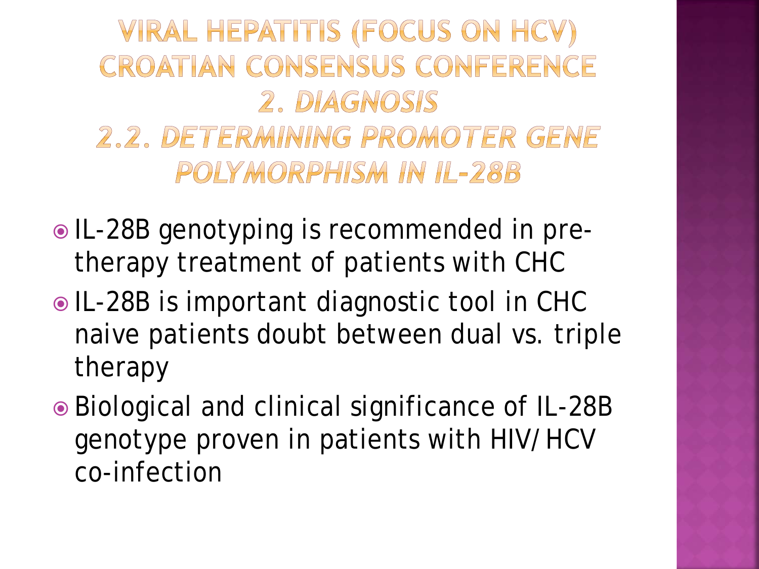# VIRAL HEPATITIS (FOCUS ON HCV) CROATIAN CONSENSUS CONFERENCE

## *2. DIAGNOSIS*

## *2.2. DETERMINING PROMOTER GENE POLYMORPHISM IN IL-28B*

- IL-28B genotyping is recommended in pre-therapy treatment of patients with CHC
- IL-28B is important diagnostic tool in CHC naive patients doubt between dual vs. triple therapy
- Biological and clinical significance of IL-28B genotype proven in patients with HIV/HCV co-infection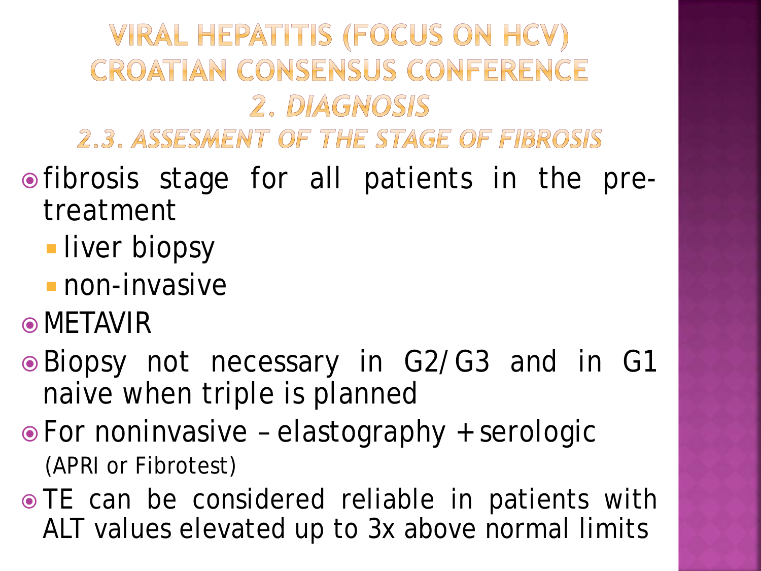# VIRAL HEPATITIS (FOCUS ON HCV) CROATIAN CONSENSUS CONFERENCE

## *2. DIAGNOSIS*

### *2.3. ASSESMENT OF THE STAGE OF FIBROSIS*

- fibrosis stage for all patients in the pre-treatment
  - liver biopsy
  - non-invasive
- METAVIR
- Biopsy not necessary in G2/G3 and in G1 naive when triple is planned
- For noninvasive – elastography + serologic (APRI or Fibrotest)
- TE can be considered reliable in patients with ALT values elevated up to 3x above normal limits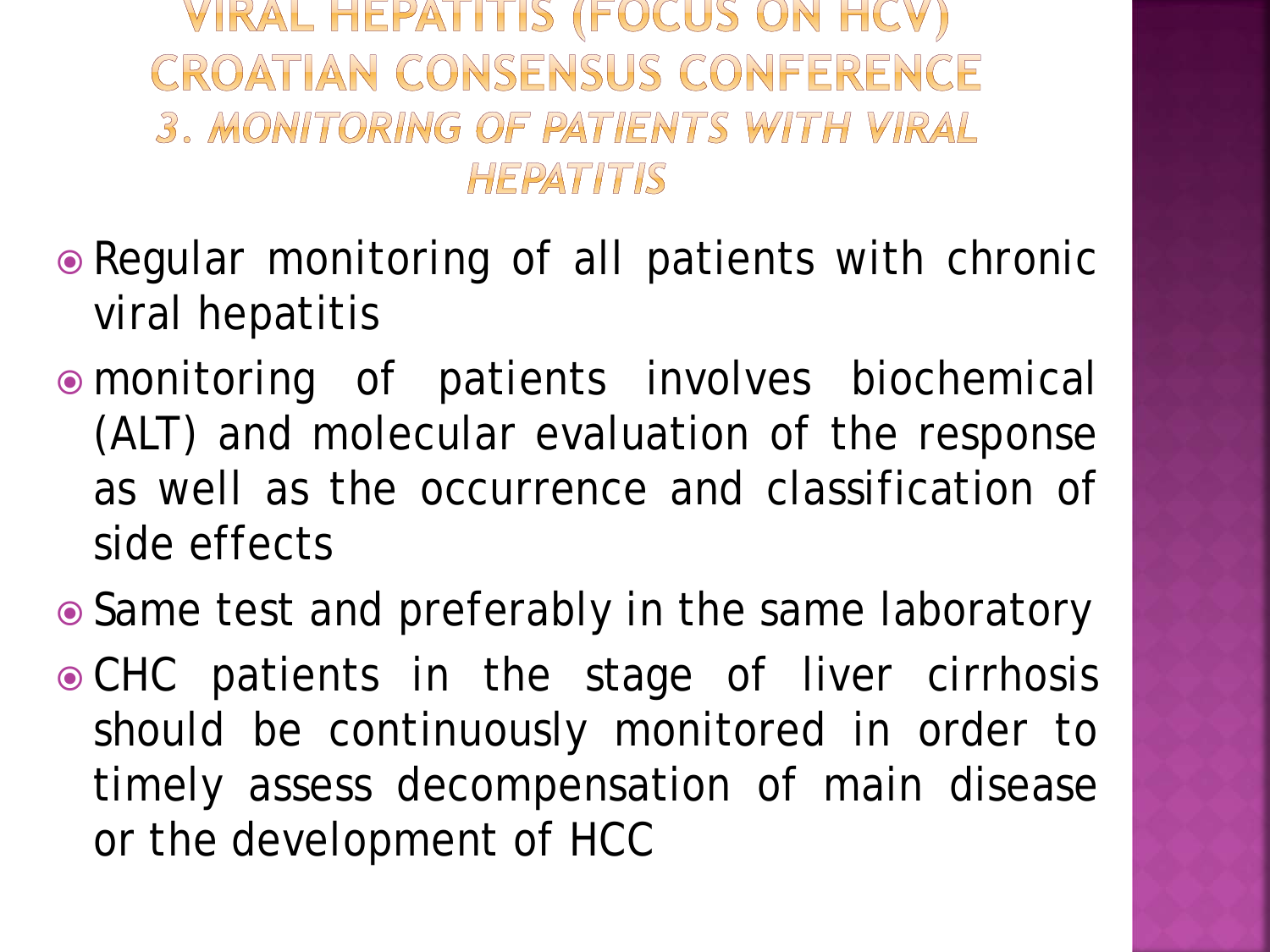# VIRAL HEPATITIS (FOCUS ON HCV) CROATIAN CONSENSUS CONFERENCE

## *3. MONITORING OF PATIENTS WITH VIRAL HEPATITIS*

- Regular monitoring of all patients with chronic viral hepatitis
- monitoring of patients involves biochemical (ALT) and molecular evaluation of the response as well as the occurrence and classification of side effects
- Same test and preferably in the same laboratory
- CHC patients in the stage of liver cirrhosis should be continuously monitored in order to timely assess decompensation of main disease or the development of HCC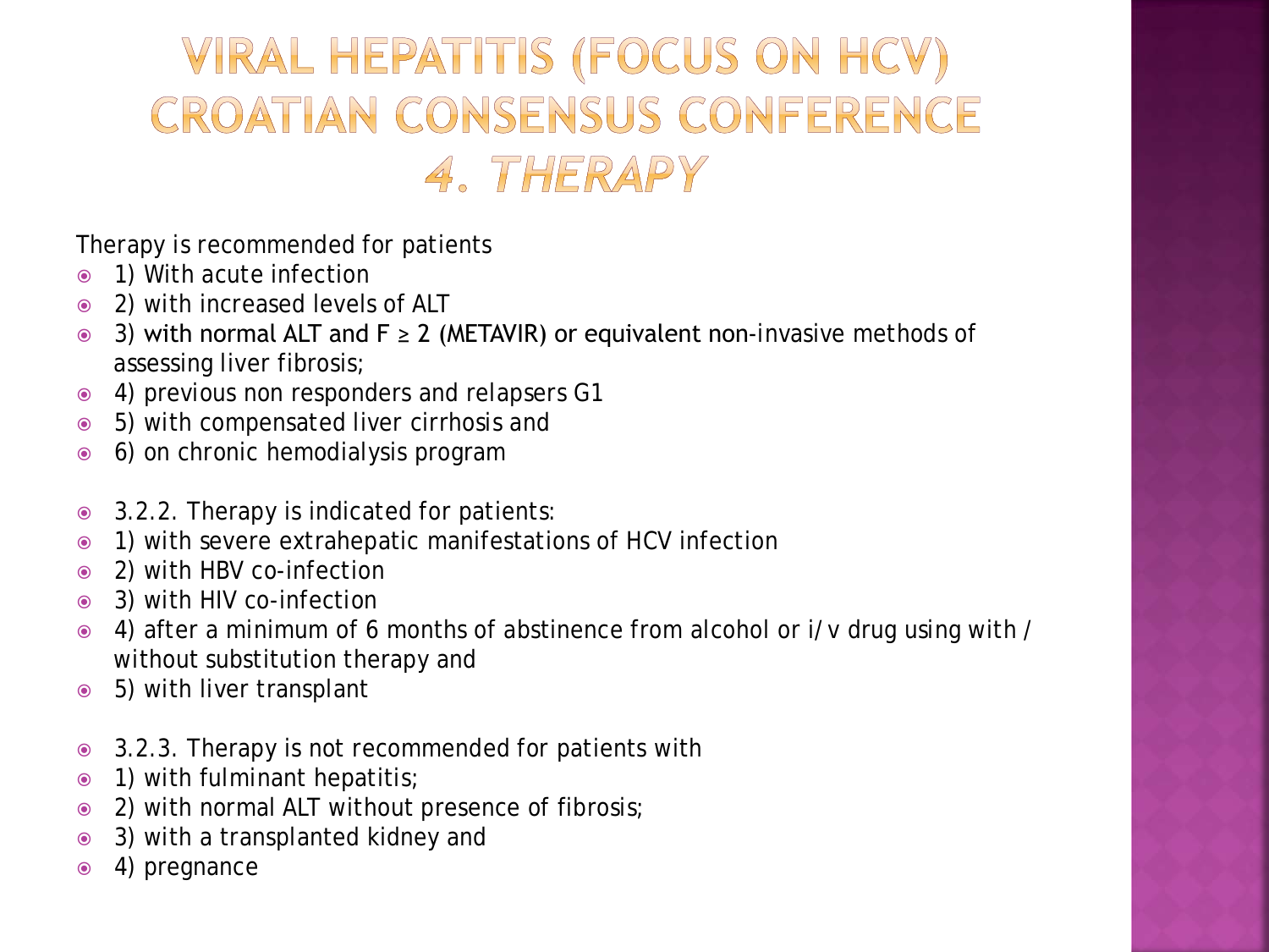# VIRAL HEPATITIS (FOCUS ON HCV) CROATIAN CONSENSUS CONFERENCE *4. THERAPY*

Therapy is recommended for patients

- 1) With acute infection
- 2) with increased levels of ALT
- 3) with normal ALT and F $\geq$ 2 (METAVIR) or equivalent non-invasive methods of assessing liver fibrosis;
- 4) previous non responders and relapsers G1
- 5) with compensated liver cirrhosis and
- 6) on chronic hemodialysis program

- 3.2.2. Therapy is indicated for patients:
- 1) with severe extrahepatic manifestations of HCV infection
- 2) with HBV co-infection
- 3) with HIV co-infection
- 4) after a minimum of 6 months of abstinence from alcohol or i/v drug using with / without substitution therapy and
- 5) with liver transplant

- 3.2.3. Therapy is not recommended for patients with
- 1) with fulminant hepatitis;
- 2) with normal ALT without presence of fibrosis;
- 3) with a transplanted kidney and
- 4) pregnance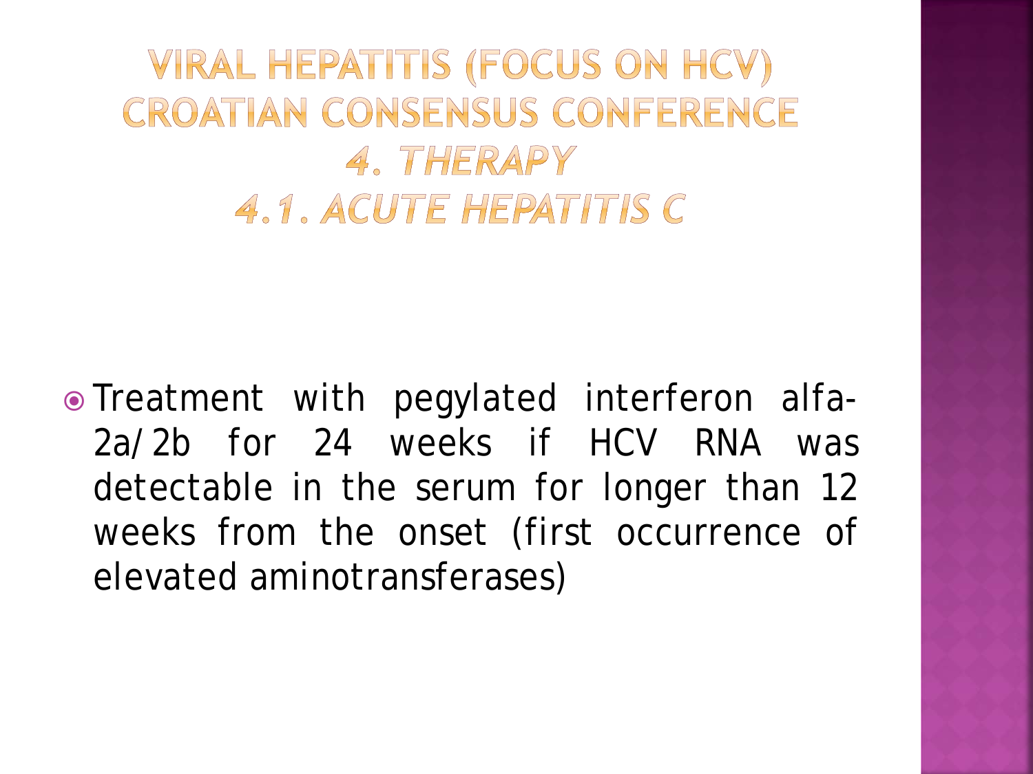# VIRAL HEPATITIS (FOCUS ON HCV) CROATIAN CONSENSUS CONFERENCE

## *4. THERAPY*

### *4.1. ACUTE HEPATITIS C*

- Treatment with pegylated interferon alfa-2a/2b for 24 weeks if HCV RNA was detectable in the serum for longer than 12 weeks from the onset (first occurrence of elevated aminotransferases)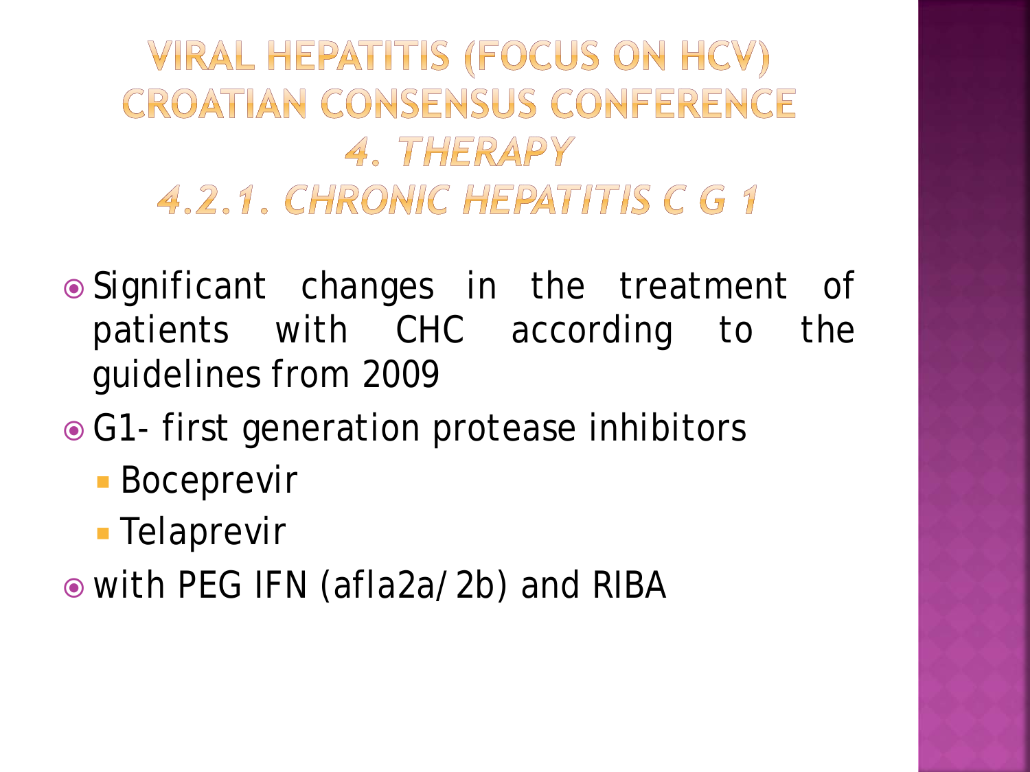# VIRAL HEPATITIS (FOCUS ON HCV) CROATIAN CONSENSUS CONFERENCE

## *4. THERAPY*

### *4.2.1. CHRONIC HEPATITIS C G 1*

- Significant changes in the treatment of patients with CHC according to the guidelines from 2009
- G1- first generation protease inhibitors
  - Boceprevir
  - Telaprevir
- with PEG IFN (afla2a/2b) and RIBA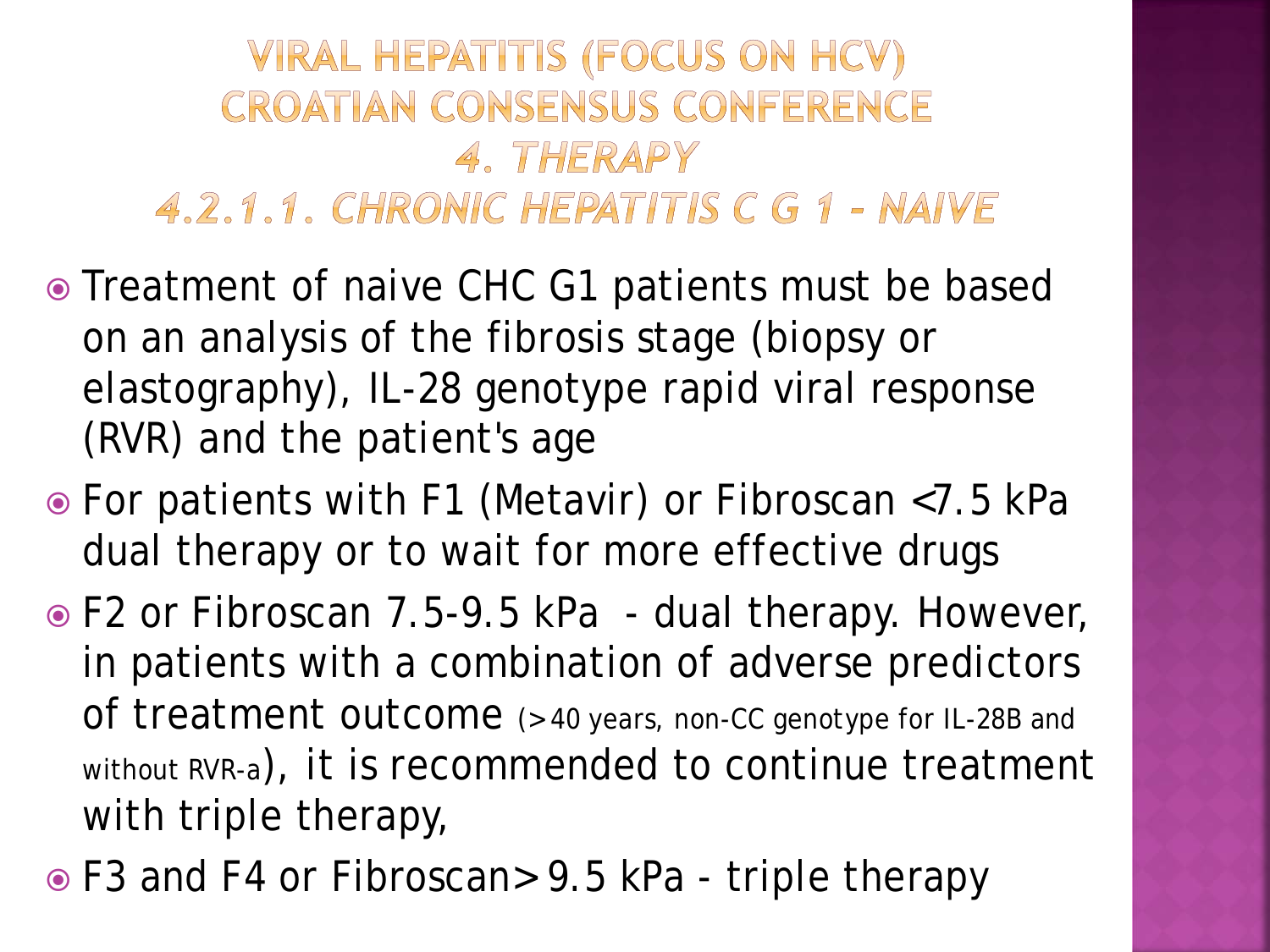# VIRAL HEPATITIS (FOCUS ON HCV) CROATIAN CONSENSUS CONFERENCE

## *4. THERAPY*

### *4.2.1.1. CHRONIC HEPATITIS C G 1 - NAIVE*

- Treatment of naive CHC G1 patients must be based on an analysis of the fibrosis stage (biopsy or elastography), IL-28 genotype rapid viral response (RVR) and the patient's age
- For patients with F1 (Metavir) or Fibroscan <7.5 kPa dual therapy or to wait for more effective drugs
- F2 or Fibroscan 7.5-9.5 kPa - dual therapy. However, in patients with a combination of adverse predictors of treatment outcome (>40 years, non-CC genotype for IL-28B and without RVR-a), it is recommended to continue treatment with triple therapy,
- F3 and F4 or Fibroscan>9.5 kPa - triple therapy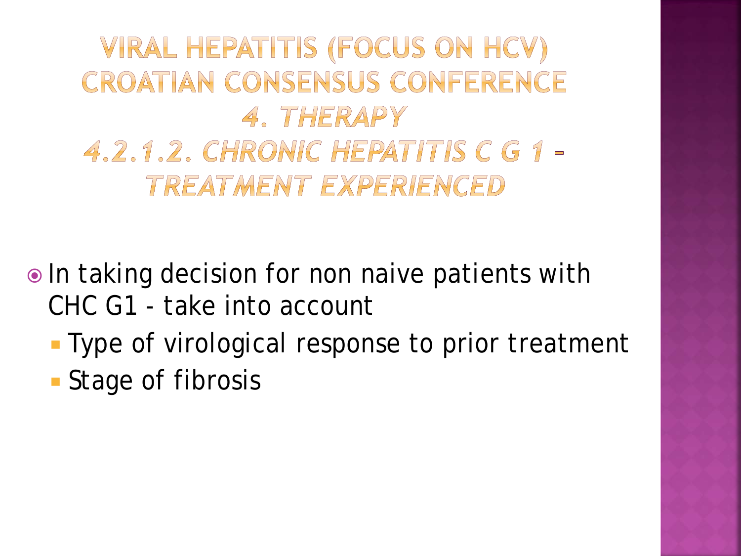# VIRAL HEPATITIS (FOCUS ON HCV) CROATIAN CONSENSUS CONFERENCE

## *4. THERAPY*

### *4.2.1.2. CHRONIC HEPATITIS C G 1 – TREATMENT EXPERIENCED*

- In taking decision for non naive patients with CHC G1 - take into account
  - Type of virological response to prior treatment
  - Stage of fibrosis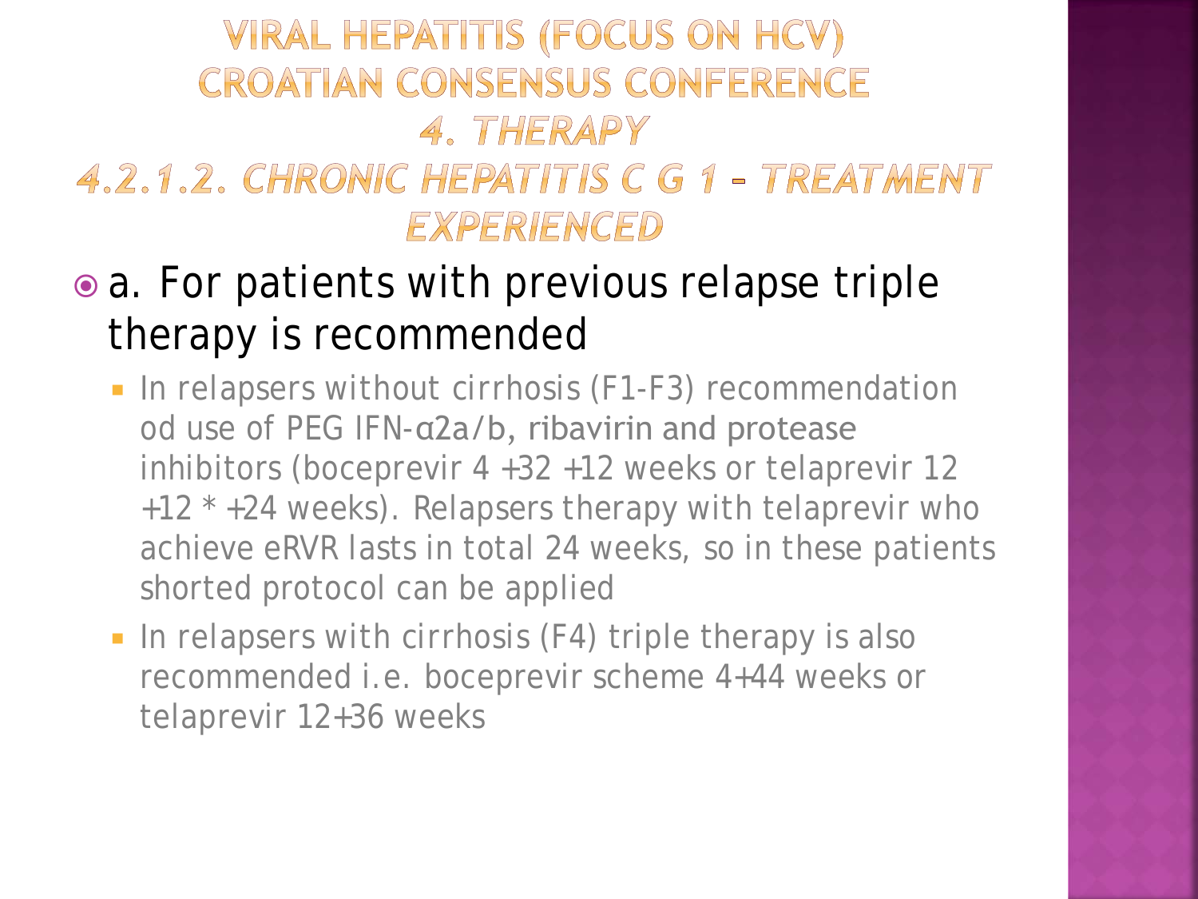# VIRAL HEPATITIS (FOCUS ON HCV) CROATIAN CONSENSUS CONFERENCE

## *4. THERAPY*

### *4.2.1.2. CHRONIC HEPATITIS C G 1 – TREATMENT EXPERIENCED*

- a. For patients with previous relapse triple therapy is recommended
  - In relapsers without cirrhosis (F1-F3) recommendation od use of PEG IFN-α2a/b, ribavirin and protease inhibitors (boceprevir 4 +32 +12 weeks or telaprevir 12 +12 * +24 weeks). Relapsers therapy with telaprevir who achieve eRVR lasts in total 24 weeks, so in these patients shorted protocol can be applied
  - In relapsers with cirrhosis (F4) triple therapy is also recommended i.e. boceprevir scheme 4+44 weeks or telaprevir 12+36 weeks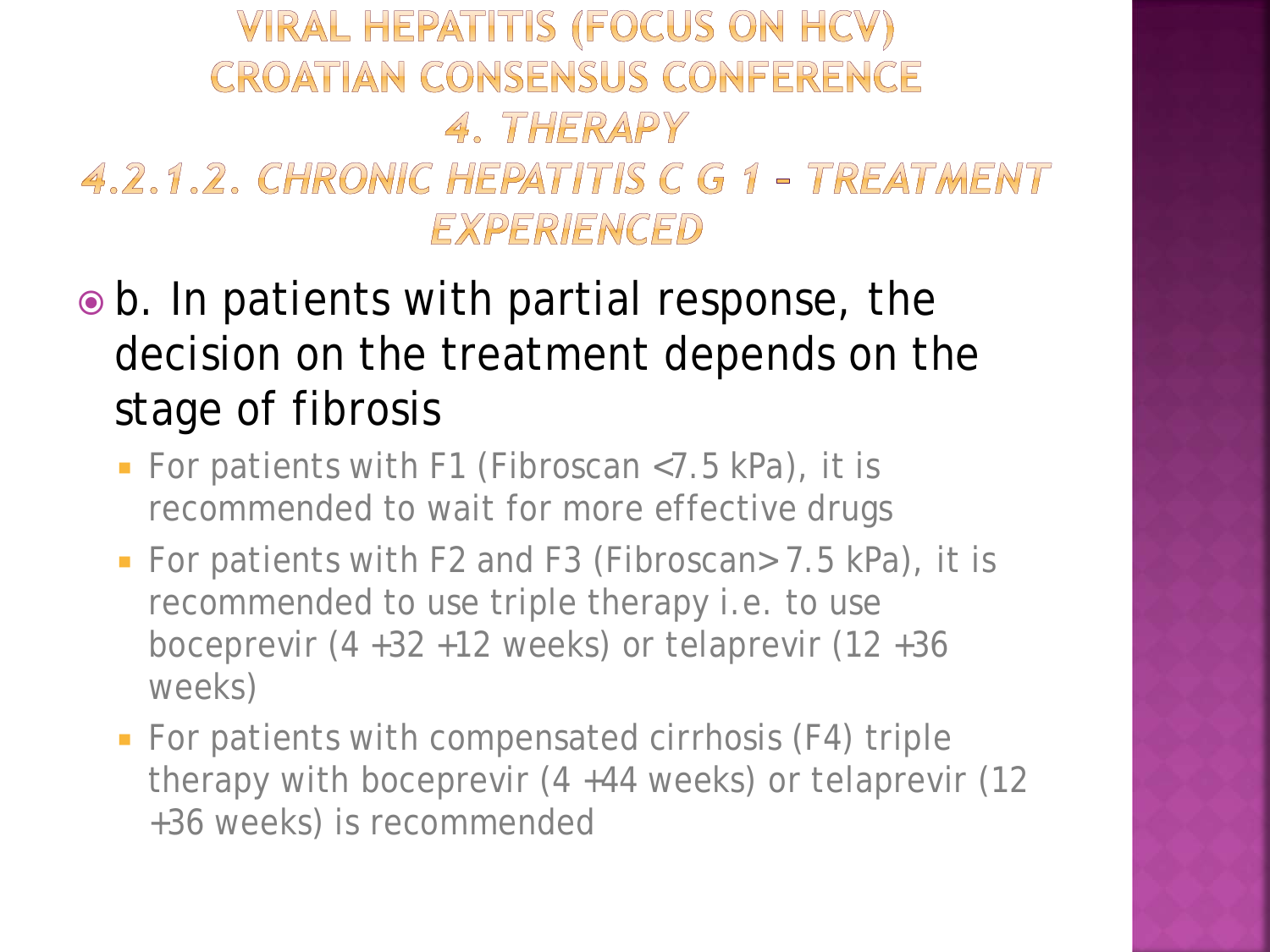# Viral Hepatitis (Focus on HCV) Croatian Consensus Conference

## 4. Therapy

### 4.2.1.2. Chronic Hepatitis C G 1 – Treatment Experienced

- b. In patients with partial response, the decision on the treatment depends on the stage of fibrosis
  - For patients with F1 (Fibroscan <7.5 kPa), it is recommended to wait for more effective drugs
  - For patients with F2 and F3 (Fibroscan> 7.5 kPa), it is recommended to use triple therapy i.e. to use boceprevir (4 +32 +12 weeks) or telaprevir (12 +36 weeks)
  - For patients with compensated cirrhosis (F4) triple therapy with boceprevir (4 +44 weeks) or telaprevir (12 +36 weeks) is recommended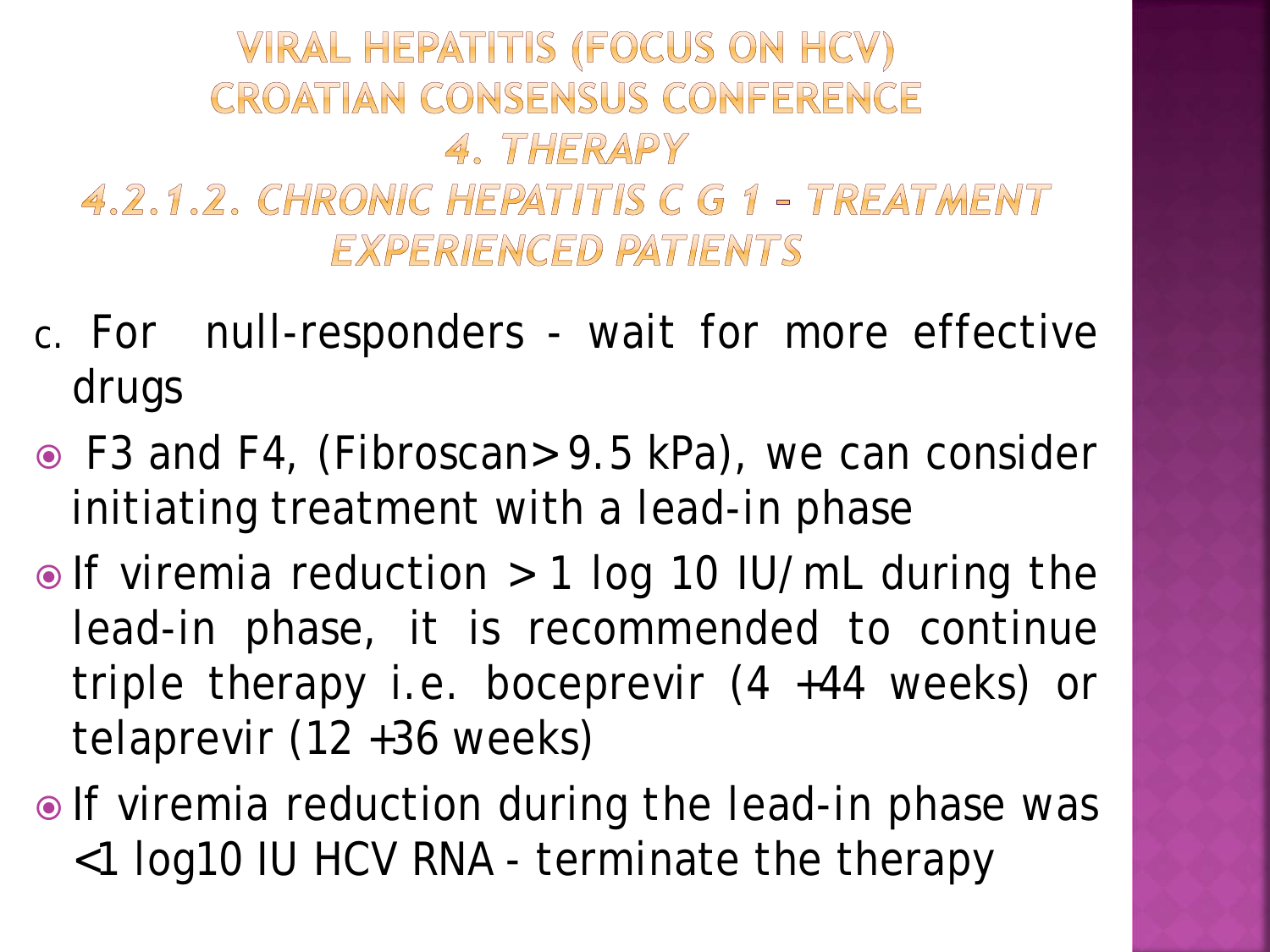# VIRAL HEPATITIS (FOCUS ON HCV) CROATIAN CONSENSUS CONFERENCE

## *4. THERAPY*

### *4.2.1.2. CHRONIC HEPATITIS C G 1 – TREATMENT EXPERIENCED PATIENTS*

c. For null-responders - wait for more effective drugs

- F3 and F4, (Fibroscan>9.5 kPa), we can consider initiating treatment with a lead-in phase
- If viremia reduction >1 log 10 IU/mL during the lead-in phase, it is recommended to continue triple therapy i.e. boceprevir (4 +44 weeks) or telaprevir (12 +36 weeks)
- If viremia reduction during the lead-in phase was <1 log10 IU HCV RNA - terminate the therapy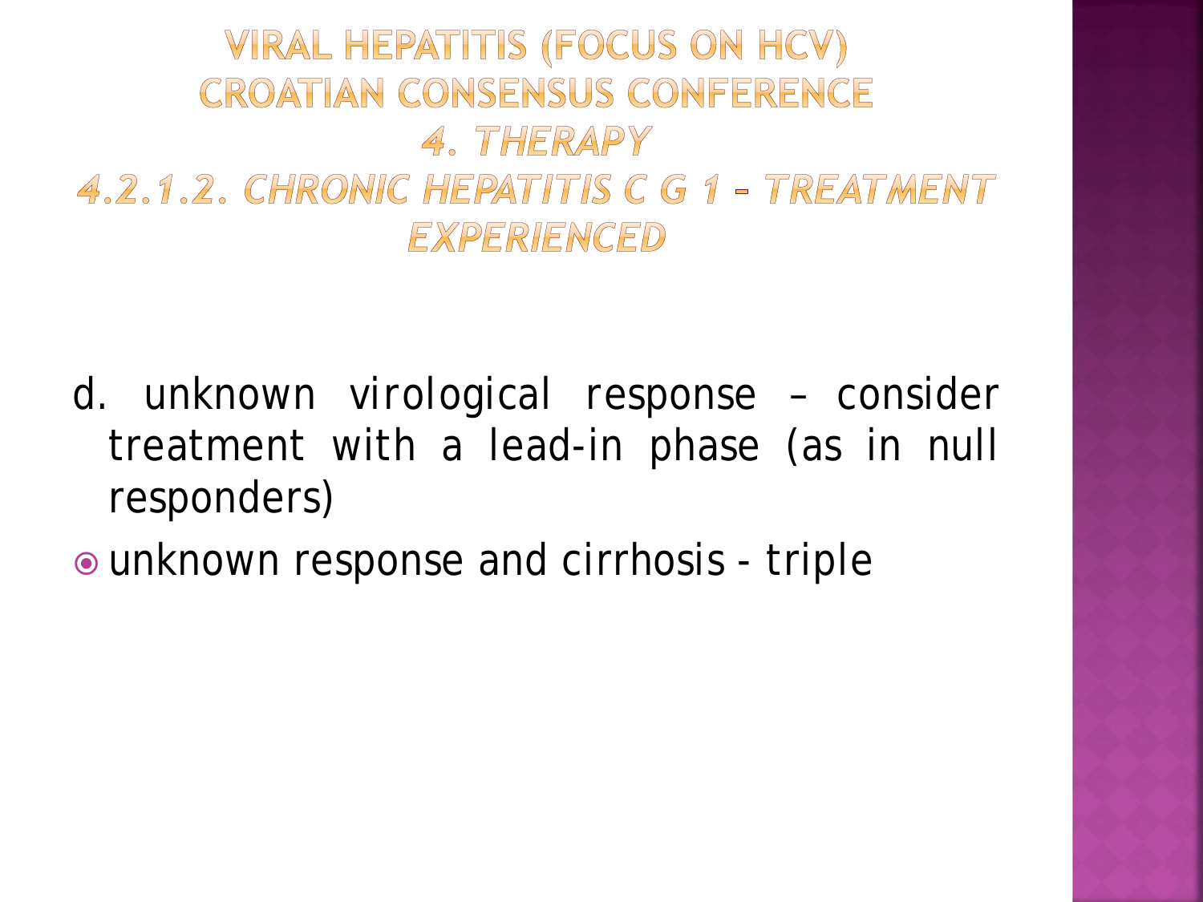# VIRAL HEPATITIS (FOCUS ON HCV) CROATIAN CONSENSUS CONFERENCE

## *4. THERAPY*

### *4.2.1.2. CHRONIC HEPATITIS C G 1 – TREATMENT EXPERIENCED*

d. unknown virological response – consider treatment with a lead-in phase (as in null responders)

- unknown response and cirrhosis - triple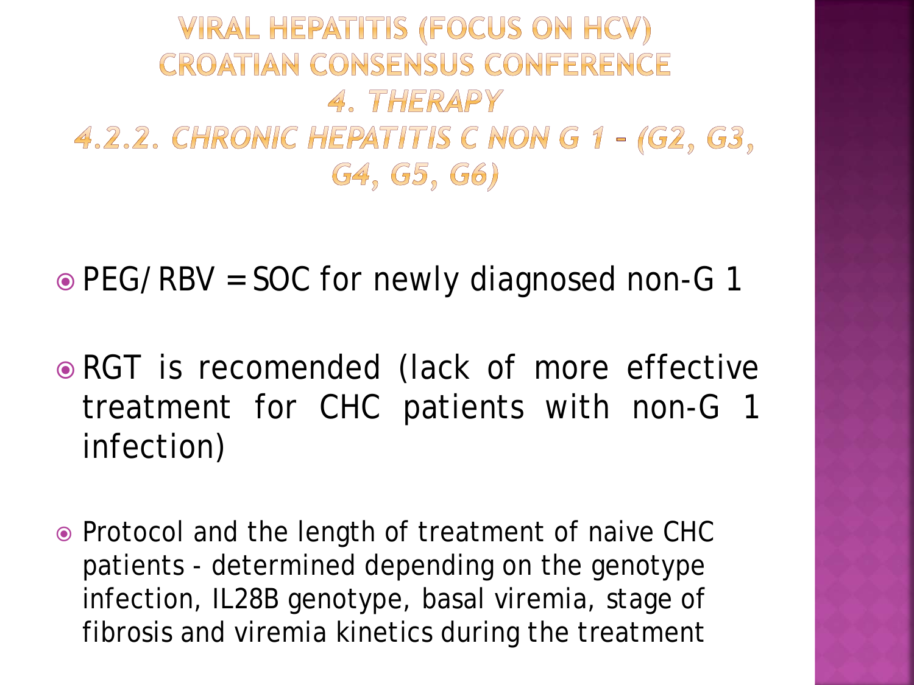# Viral hepatitis (focus on HCV) Croatian consensus conference

## *4. Therapy*

### *4.2.2. Chronic hepatitis C non G 1 – (G2, G3, G4, G5, G6)*

- PEG/RBV = SOC for newly diagnosed non-G 1
- RGT is recomended (lack of more effective treatment for CHC patients with non-G 1 infection)
- Protocol and the length of treatment of naive CHC patients - determined depending on the genotype infection, IL28B genotype, basal viremia, stage of fibrosis and viremia kinetics during the treatment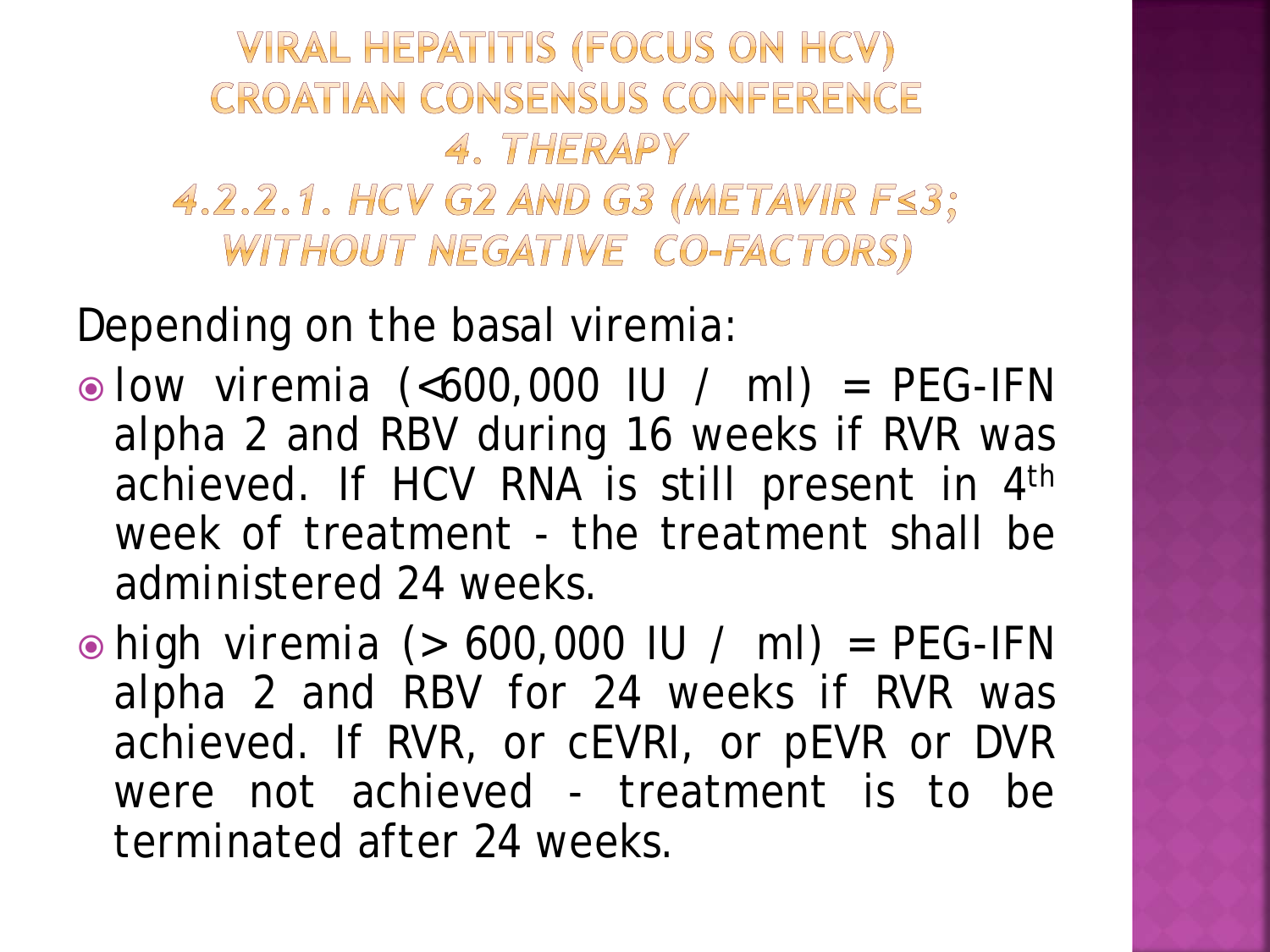# VIRAL HEPATITIS (FOCUS ON HCV) CROATIAN CONSENSUS CONFERENCE

## *4. THERAPY*

### *4.2.2.1. HCV G2 AND G3 (METAVIR F≤3; WITHOUT NEGATIVE CO-FACTORS)*

Depending on the basal viremia:

- low viremia (<600,000 IU / ml) = PEG-IFN alpha 2 and RBV during 16 weeks if RVR was achieved. If HCV RNA is still present in 4th week of treatment - the treatment shall be administered 24 weeks.
- high viremia (> 600,000 IU / ml) = PEG-IFN alpha 2 and RBV for 24 weeks if RVR was achieved. If RVR, or cEVRl, or pEVR or DVR were not achieved - treatment is to be terminated after 24 weeks.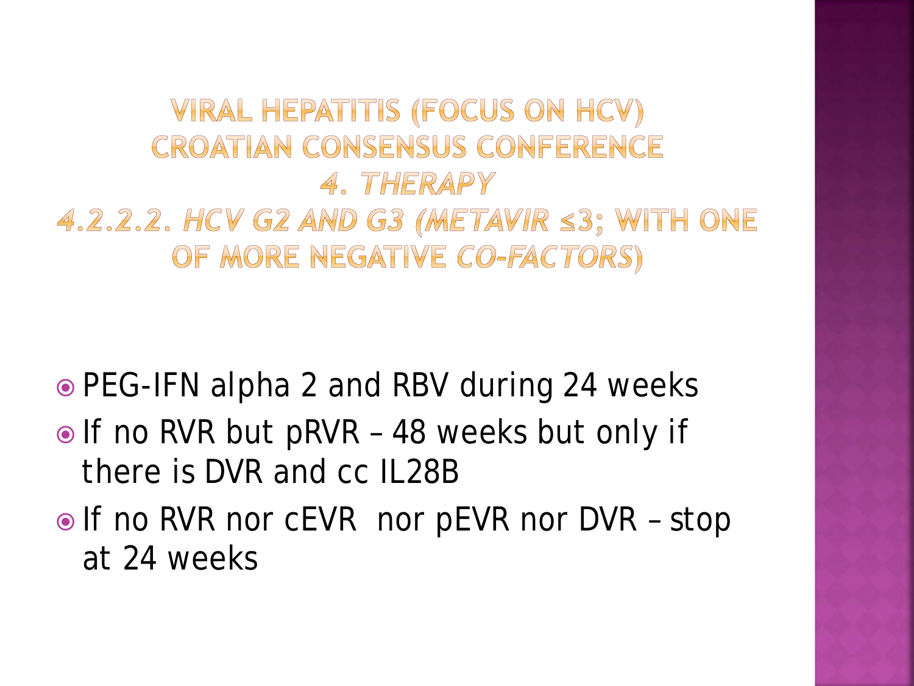# VIRAL HEPATITIS (FOCUS ON HCV) CROATIAN CONSENSUS CONFERENCE

## *4. THERAPY*

### *4.2.2.2. HCV G2 AND G3 (METAVIR ≤3; WITH ONE OF MORE NEGATIVE CO-FACTORS)*

- PEG-IFN alpha 2 and RBV during 24 weeks
- If no RVR but pRVR – 48 weeks but only if there is DVR and cc IL28B
- If no RVR nor cEVR nor pEVR nor DVR – stop at 24 weeks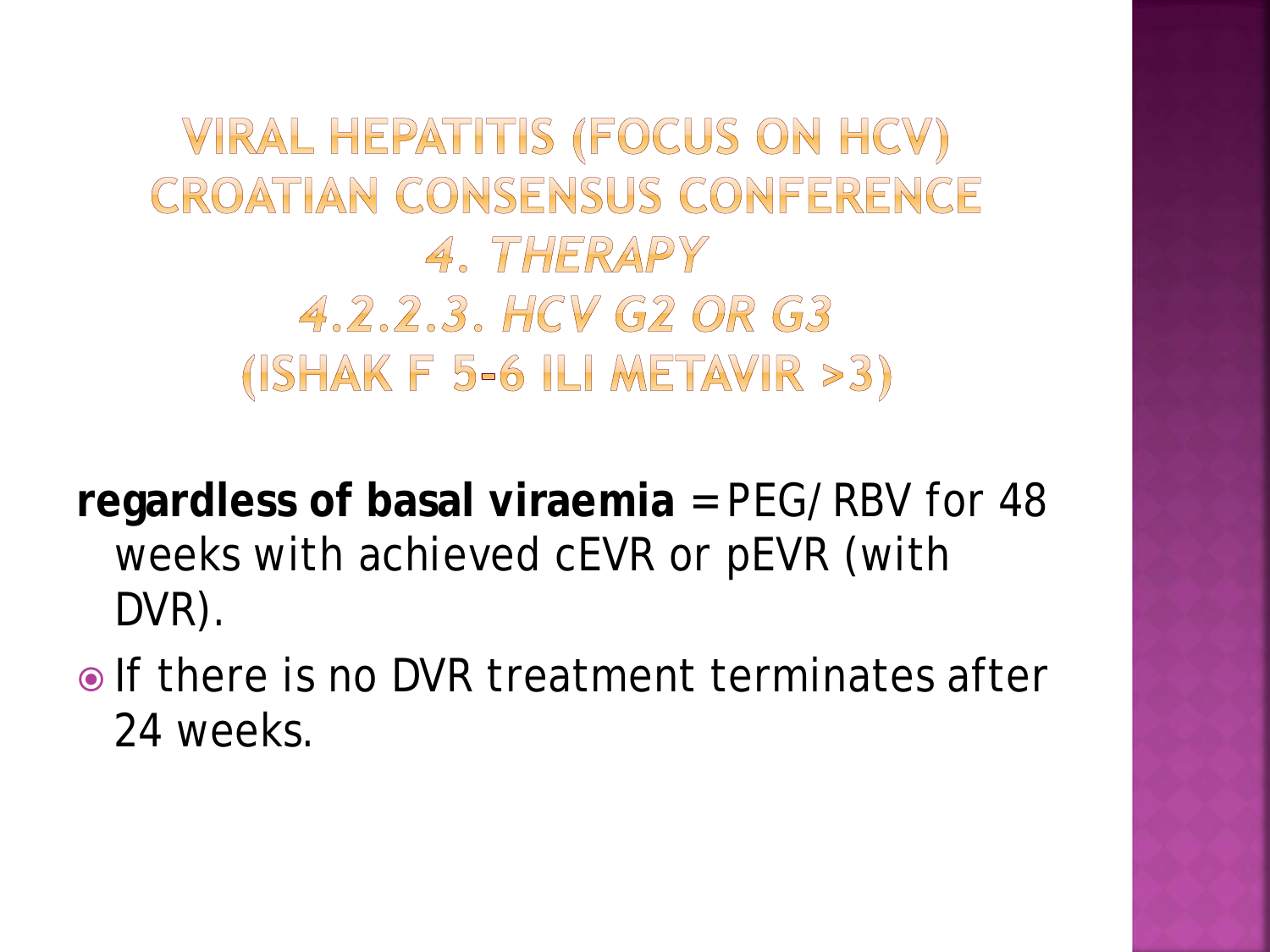# VIRAL HEPATITIS (FOCUS ON HCV) CROATIAN CONSENSUS CONFERENCE

## *4. THERAPY*

## *4.2.2.3. HCV G2 OR G3*

## (ISHAK F 5-6 ILI METAVIR >3)

**regardless of basal viraemia** = PEG/RBV for 48 weeks with achieved cEVR or pEVR (with DVR).

- If there is no DVR treatment terminates after 24 weeks.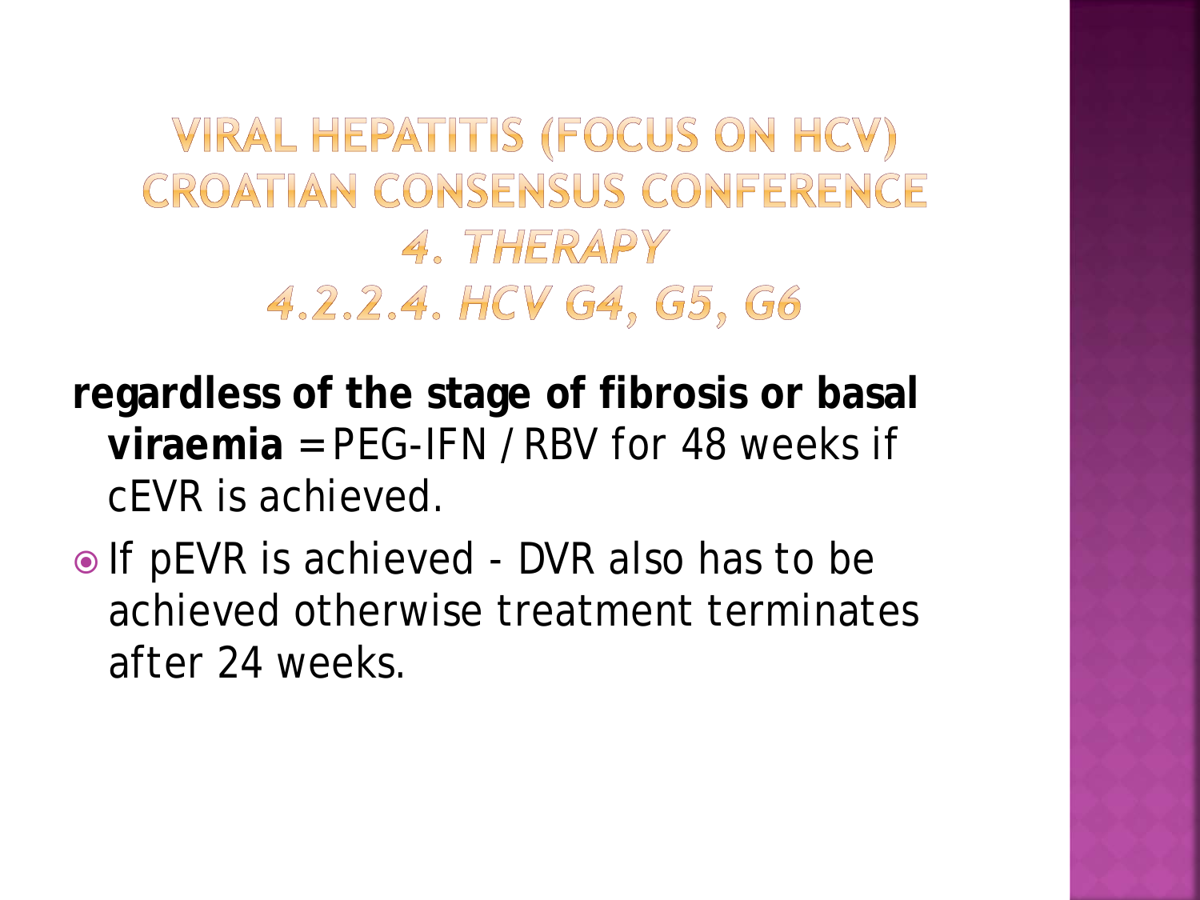# VIRAL HEPATITIS (FOCUS ON HCV) CROATIAN CONSENSUS CONFERENCE

## *4. THERAPY*

## *4.2.2.4. HCV G4, G5, G6*

**regardless of the stage of fibrosis or basal viraemia** = PEG-IFN / RBV for 48 weeks if cEVR is achieved.

- If pEVR is achieved - DVR also has to be achieved otherwise treatment terminates after 24 weeks.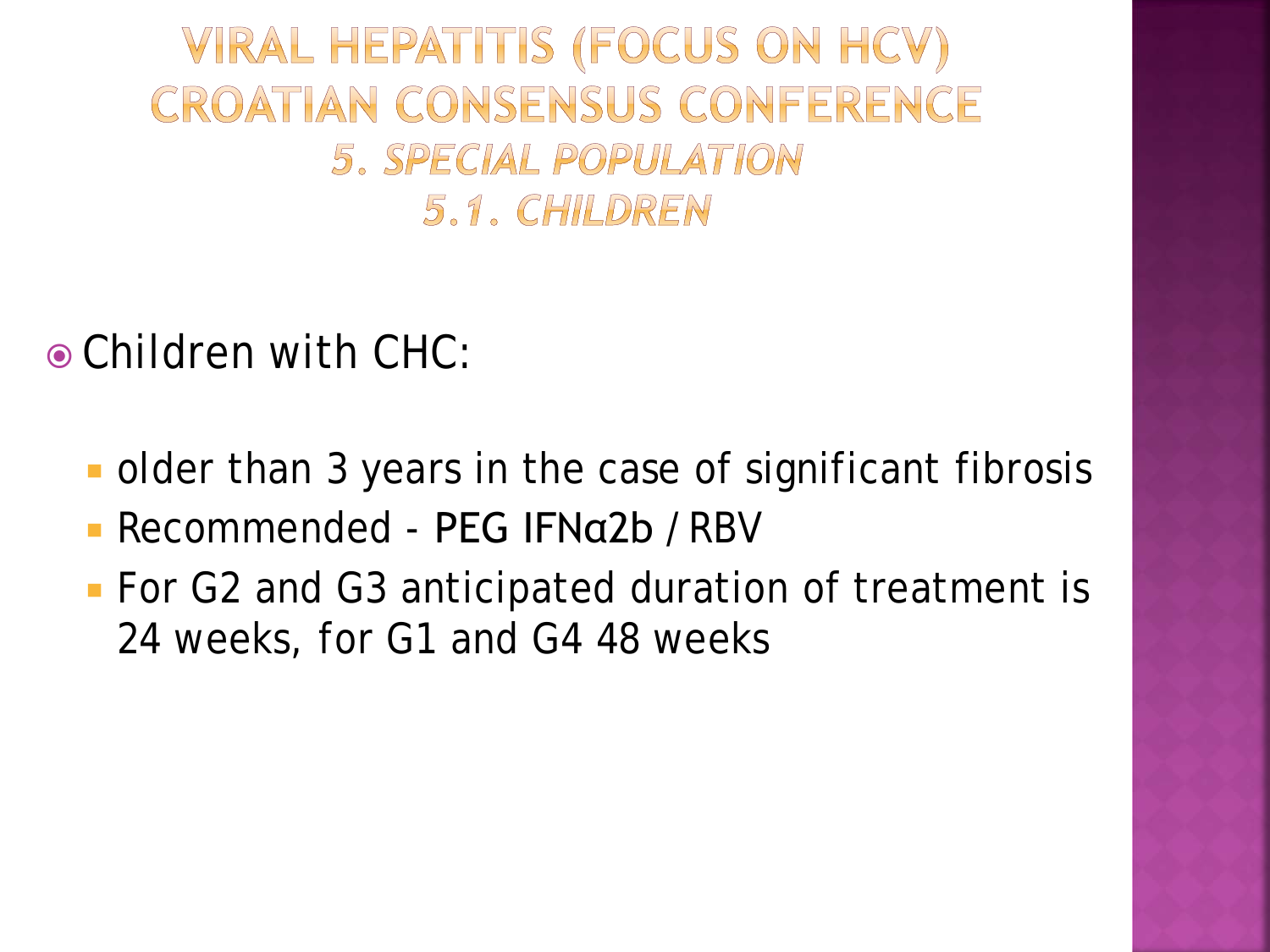# VIRAL HEPATITIS (FOCUS ON HCV) CROATIAN CONSENSUS CONFERENCE

## *5. SPECIAL POPULATION*

### *5.1. CHILDREN*

- Children with CHC:
  - older than 3 years in the case of significant fibrosis
  - Recommended - PEG IFNα2b / RBV
  - For G2 and G3 anticipated duration of treatment is 24 weeks, for G1 and G4 48 weeks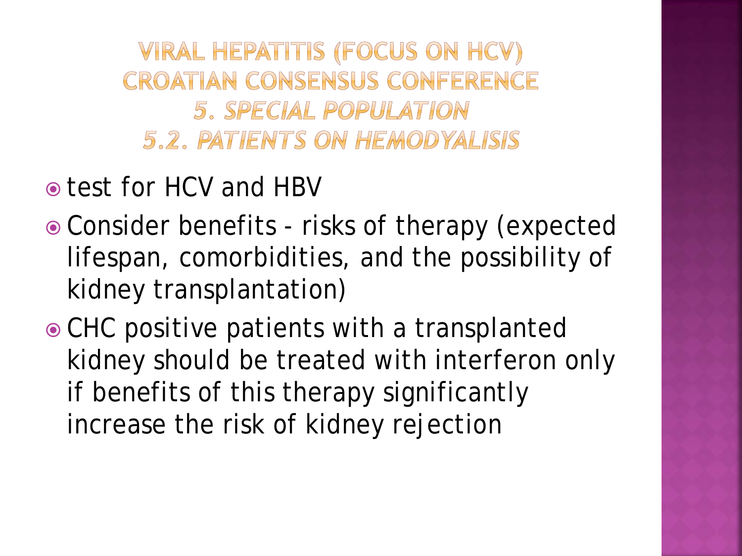# VIRAL HEPATITIS (FOCUS ON HCV) CROATIAN CONSENSUS CONFERENCE

## *5. SPECIAL POPULATION*

### *5.2. PATIENTS ON HEMODYALISIS*

- test for HCV and HBV
- Consider benefits - risks of therapy (expected lifespan, comorbidities, and the possibility of kidney transplantation)
- CHC positive patients with a transplanted kidney should be treated with interferon only if benefits of this therapy significantly increase the risk of kidney rejection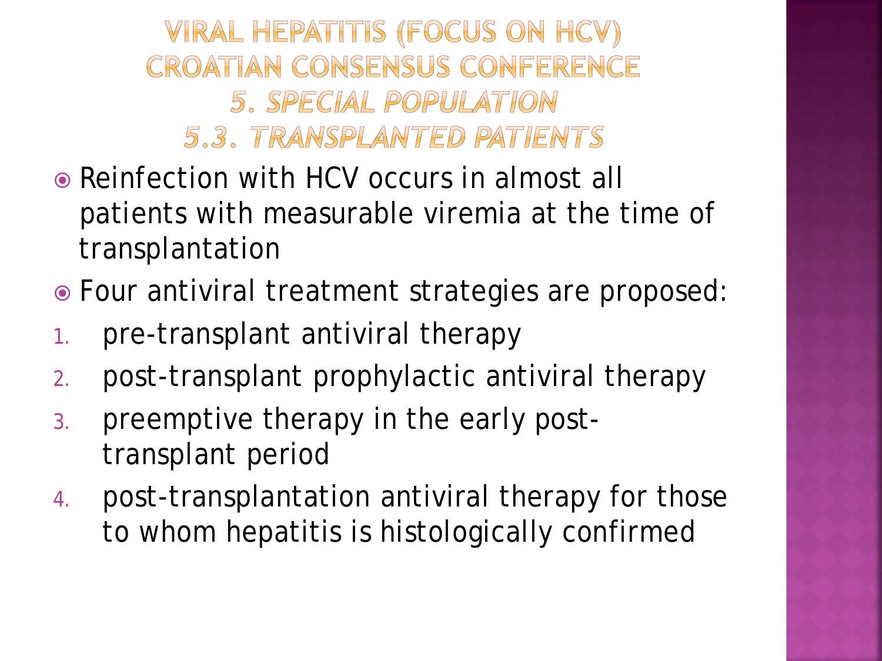# VIRAL HEPATITIS (FOCUS ON HCV) CROATIAN CONSENSUS CONFERENCE

## *5. SPECIAL POPULATION*

### *5.3. TRANSPLANTED PATIENTS*

- Reinfection with HCV occurs in almost all patients with measurable viremia at the time of transplantation
- Four antiviral treatment strategies are proposed:

1. pre-transplant antiviral therapy
2. post-transplant prophylactic antiviral therapy
3. preemptive therapy in the early post-transplant period
4. post-transplantation antiviral therapy for those to whom hepatitis is histologically confirmed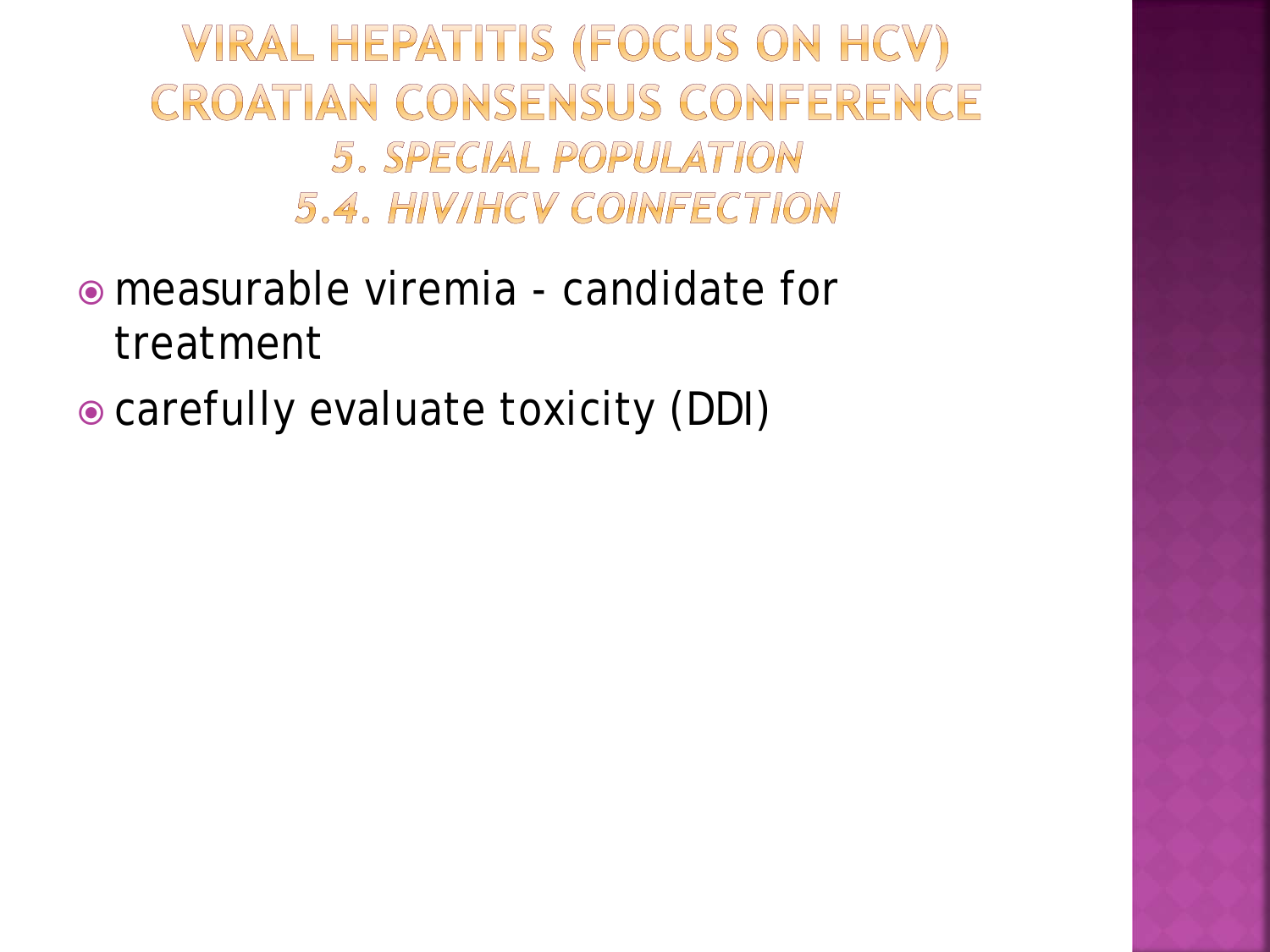# VIRAL HEPATITIS (FOCUS ON HCV) CROATIAN CONSENSUS CONFERENCE

## *5. SPECIAL POPULATION*

### *5.4. HIV/HCV COINFECTION*

- measurable viremia - candidate for treatment
- carefully evaluate toxicity (DDI)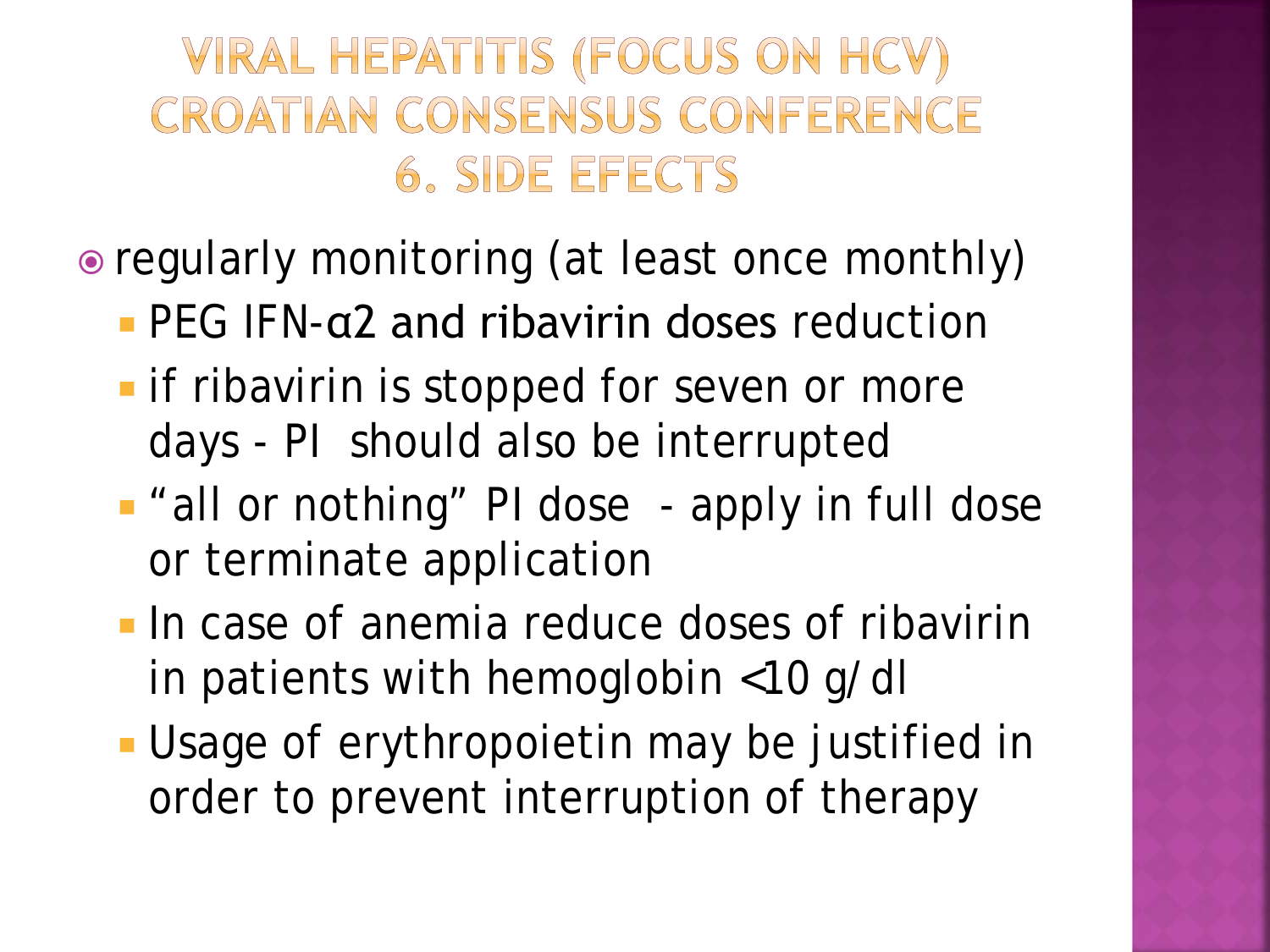# VIRAL HEPATITIS (FOCUS ON HCV) CROATIAN CONSENSUS CONFERENCE 6. SIDE EFECTS

- regularly monitoring (at least once monthly)
  - PEG IFN-α2 and ribavirin doses reduction
  - if ribavirin is stopped for seven or more days - PI should also be interrupted
  - "all or nothing" PI dose - apply in full dose or terminate application
  - In case of anemia reduce doses of ribavirin in patients with hemoglobin <10 g/dl
  - Usage of erythropoietin may be justified in order to prevent interruption of therapy